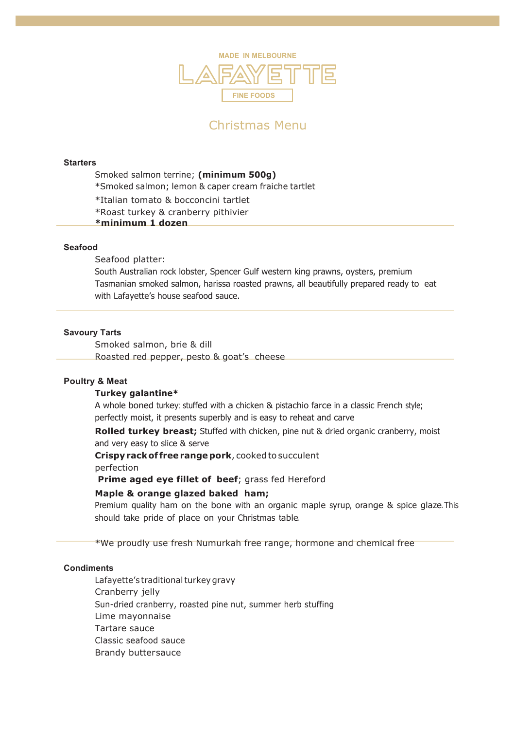MADE IN MELBOURNE

# LAFAYETTE

FINE FOODS

## Christmas Menu

### Starters

Smoked salmon terrine; **(minimum 500g)**
*Smoked salmon; lemon & caper cream fraiche tartlet
*Italian tomato & bocconcini tartlet
*Roast turkey & cranberry pithivier
***minimum 1 dozen**

### Seafood

Seafood platter:
South Australian rock lobster, Spencer Gulf western king prawns, oysters, premium Tasmanian smoked salmon, harissa roasted prawns, all beautifully prepared ready to eat with Lafayette's house seafood sauce.

### Savoury Tarts

Smoked salmon, brie & dill
Roasted red pepper, pesto & goat's cheese

### Poultry & Meat

**Turkey galantine***
A whole boned turkey; stuffed with a chicken & pistachio farce in a classic French style; perfectly moist, it presents superbly and is easy to reheat and carve

**Rolled turkey breast;** Stuffed with chicken, pine nut & dried organic cranberry, moist and very easy to slice & serve

**Crispy rack of free range pork**, cooked to succulent perfection

**Prime aged eye fillet of beef**; grass fed Hereford

**Maple & orange glazed baked ham;**
Premium quality ham on the bone with an organic maple syrup, orange & spice glaze. This should take pride of place on your Christmas table.

*We proudly use fresh Numurkah free range, hormone and chemical free

### Condiments

Lafayette's traditional turkey gravy
Cranberry jelly
Sun-dried cranberry, roasted pine nut, summer herb stuffing
Lime mayonnaise
Tartare sauce
Classic seafood sauce
Brandy buttersauce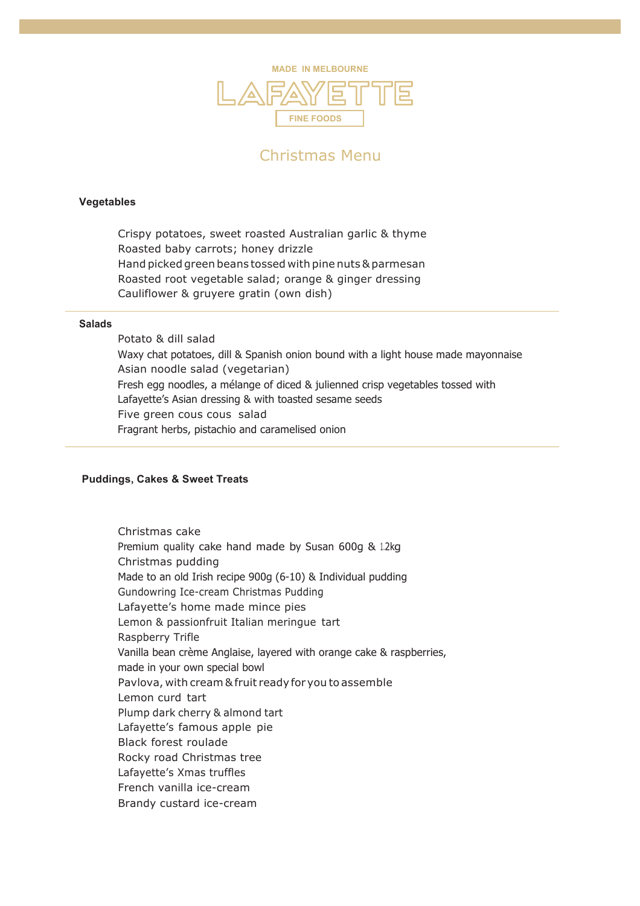MADE IN MELBOURNE

# LAFAYETTE

FINE FOODS

## Christmas Menu

### Vegetables

Crispy potatoes, sweet roasted Australian garlic & thyme
Roasted baby carrots; honey drizzle
Hand picked green beans tossed with pine nuts & parmesan
Roasted root vegetable salad; orange & ginger dressing
Cauliflower & gruyere gratin (own dish)

---

### Salads

Potato & dill salad
Waxy chat potatoes, dill & Spanish onion bound with a light house made mayonnaise
Asian noodle salad (vegetarian)
Fresh egg noodles, a mélange of diced & julienned crisp vegetables tossed with Lafayette's Asian dressing & with toasted sesame seeds
Five green cous cous salad
Fragrant herbs, pistachio and caramelised onion

---

### Puddings, Cakes & Sweet Treats

Christmas cake
Premium quality cake hand made by Susan 600g & 1.2kg
Christmas pudding
Made to an old Irish recipe 900g (6-10) & Individual pudding
Gundowring Ice-cream Christmas Pudding
Lafayette's home made mince pies
Lemon & passionfruit Italian meringue tart
Raspberry Trifle
Vanilla bean crème Anglaise, layered with orange cake & raspberries, made in your own special bowl
Pavlova, with cream & fruit ready for you to assemble
Lemon curd tart
Plump dark cherry & almond tart
Lafayette's famous apple pie
Black forest roulade
Rocky road Christmas tree
Lafayette's Xmas truffles
French vanilla ice-cream
Brandy custard ice-cream